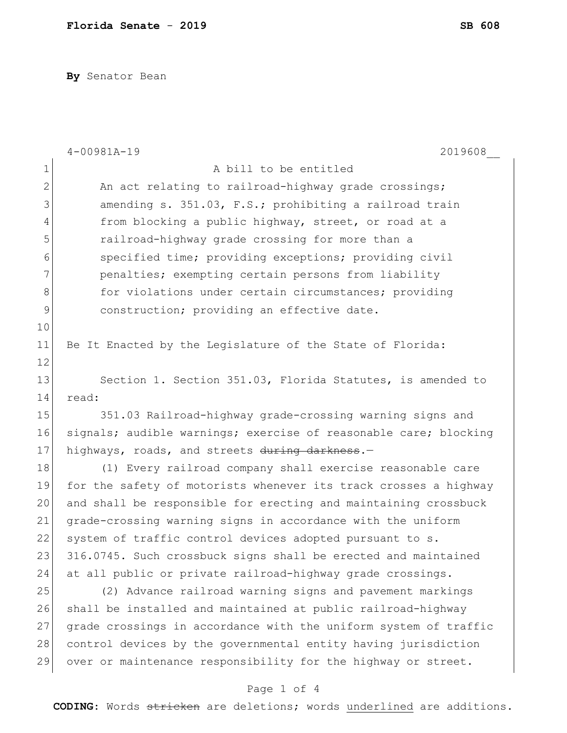**By** Senator Bean

4-00981A-19 2019608__

A bill to be entitled

An act relating to railroad-highway grade crossings; amending s. 351.03, F.S.; prohibiting a railroad train from blocking a public highway, street, or road at a railroad-highway grade crossing for more than a specified time; providing exceptions; providing civil penalties; exempting certain persons from liability for violations under certain circumstances; providing construction; providing an effective date.

Be It Enacted by the Legislature of the State of Florida:

Section 1. Section 351.03, Florida Statutes, is amended to read:

351.03 Railroad-highway grade-crossing warning signs and signals; audible warnings; exercise of reasonable care; blocking highways, roads, and streets ~~during darkness~~.—

(1) Every railroad company shall exercise reasonable care for the safety of motorists whenever its track crosses a highway and shall be responsible for erecting and maintaining crossbuck grade-crossing warning signs in accordance with the uniform system of traffic control devices adopted pursuant to s. 316.0745. Such crossbuck signs shall be erected and maintained at all public or private railroad-highway grade crossings.

(2) Advance railroad warning signs and pavement markings shall be installed and maintained at public railroad-highway grade crossings in accordance with the uniform system of traffic control devices by the governmental entity having jurisdiction over or maintenance responsibility for the highway or street.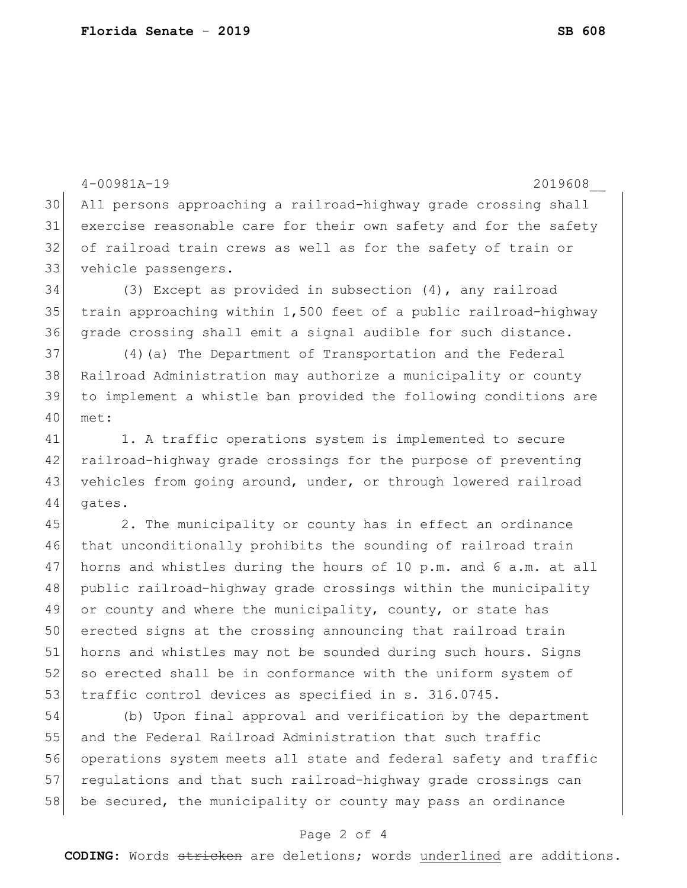All persons approaching a railroad-highway grade crossing shall exercise reasonable care for their own safety and for the safety of railroad train crews as well as for the safety of train or vehicle passengers.

(3) Except as provided in subsection (4), any railroad train approaching within 1,500 feet of a public railroad-highway grade crossing shall emit a signal audible for such distance.

(4)(a) The Department of Transportation and the Federal Railroad Administration may authorize a municipality or county to implement a whistle ban provided the following conditions are met:

1. A traffic operations system is implemented to secure railroad-highway grade crossings for the purpose of preventing vehicles from going around, under, or through lowered railroad gates.

2. The municipality or county has in effect an ordinance that unconditionally prohibits the sounding of railroad train horns and whistles during the hours of 10 p.m. and 6 a.m. at all public railroad-highway grade crossings within the municipality or county and where the municipality, county, or state has erected signs at the crossing announcing that railroad train horns and whistles may not be sounded during such hours. Signs so erected shall be in conformance with the uniform system of traffic control devices as specified in s. 316.0745.

(b) Upon final approval and verification by the department and the Federal Railroad Administration that such traffic operations system meets all state and federal safety and traffic regulations and that such railroad-highway grade crossings can be secured, the municipality or county may pass an ordinance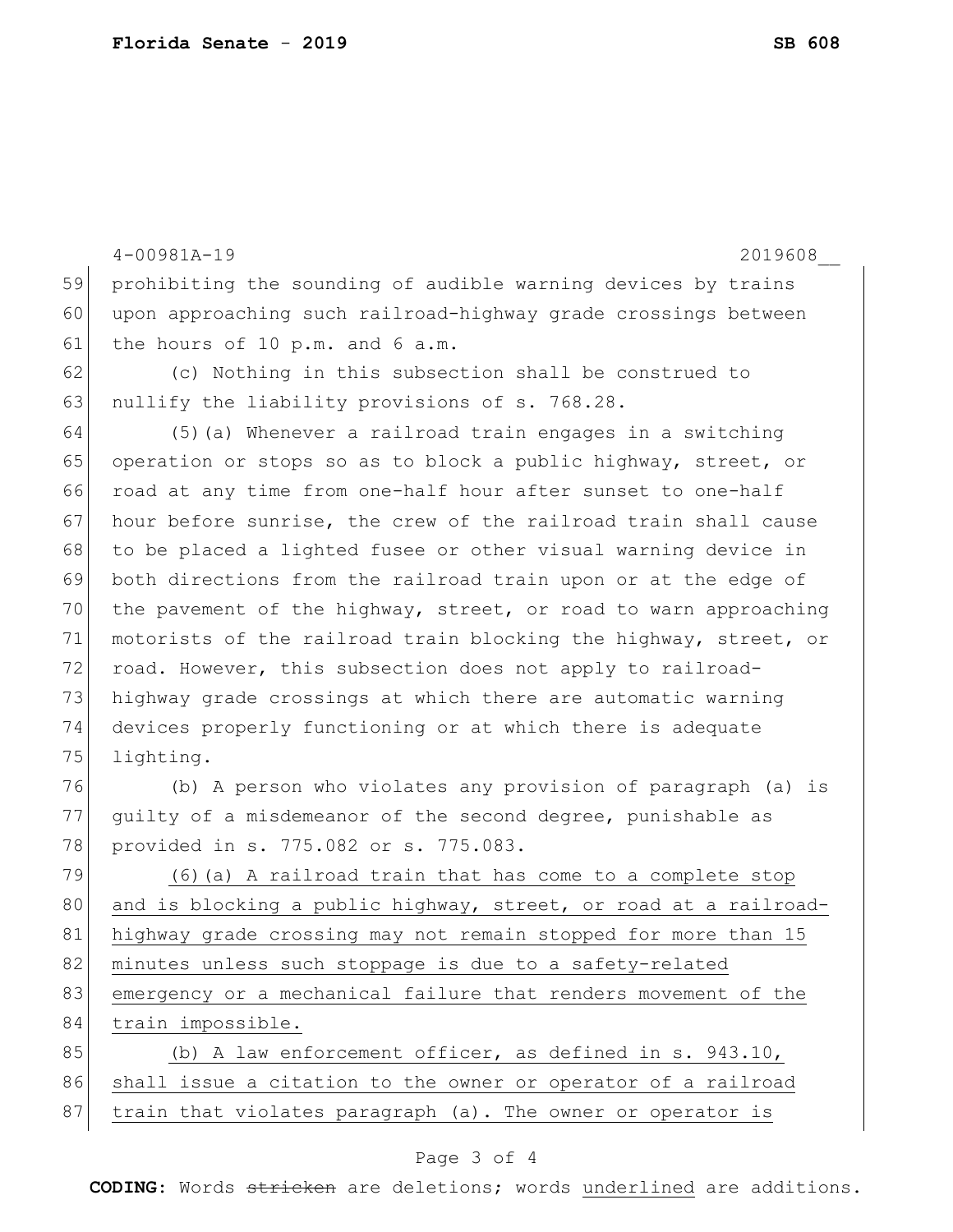prohibiting the sounding of audible warning devices by trains upon approaching such railroad-highway grade crossings between the hours of 10 p.m. and 6 a.m.

(c) Nothing in this subsection shall be construed to nullify the liability provisions of s. 768.28.

(5)(a) Whenever a railroad train engages in a switching operation or stops so as to block a public highway, street, or road at any time from one-half hour after sunset to one-half hour before sunrise, the crew of the railroad train shall cause to be placed a lighted fusee or other visual warning device in both directions from the railroad train upon or at the edge of the pavement of the highway, street, or road to warn approaching motorists of the railroad train blocking the highway, street, or road. However, this subsection does not apply to railroad-highway grade crossings at which there are automatic warning devices properly functioning or at which there is adequate lighting.

(b) A person who violates any provision of paragraph (a) is guilty of a misdemeanor of the second degree, punishable as provided in s. 775.082 or s. 775.083.

<u>(6)(a) A railroad train that has come to a complete stop and is blocking a public highway, street, or road at a railroad-highway grade crossing may not remain stopped for more than 15 minutes unless such stoppage is due to a safety-related emergency or a mechanical failure that renders movement of the train impossible.</u>

<u>(b) A law enforcement officer, as defined in s. 943.10, shall issue a citation to the owner or operator of a railroad train that violates paragraph (a). The owner or operator is</u>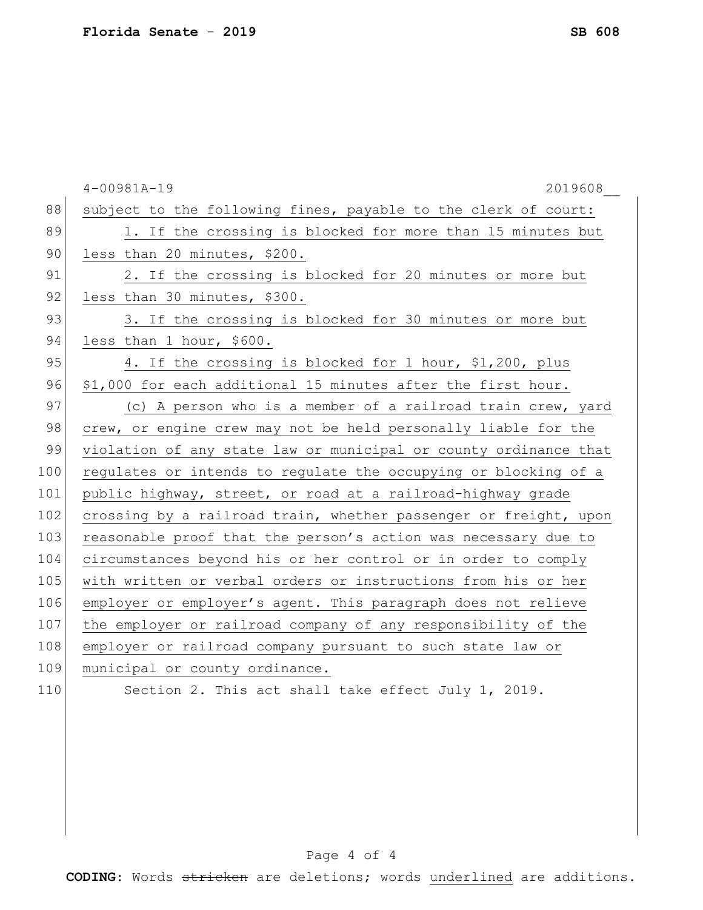subject to the following fines, payable to the clerk of court:

1. If the crossing is blocked for more than 15 minutes but less than 20 minutes, $200.

2. If the crossing is blocked for 20 minutes or more but less than 30 minutes, $300.

3. If the crossing is blocked for 30 minutes or more but less than 1 hour, $600.

4. If the crossing is blocked for 1 hour, $1,200, plus $1,000 for each additional 15 minutes after the first hour.

(c) A person who is a member of a railroad train crew, yard crew, or engine crew may not be held personally liable for the violation of any state law or municipal or county ordinance that regulates or intends to regulate the occupying or blocking of a public highway, street, or road at a railroad-highway grade crossing by a railroad train, whether passenger or freight, upon reasonable proof that the person's action was necessary due to circumstances beyond his or her control or in order to comply with written or verbal orders or instructions from his or her employer or employer's agent. This paragraph does not relieve the employer or railroad company of any responsibility of the employer or railroad company pursuant to such state law or municipal or county ordinance.

Section 2. This act shall take effect July 1, 2019.